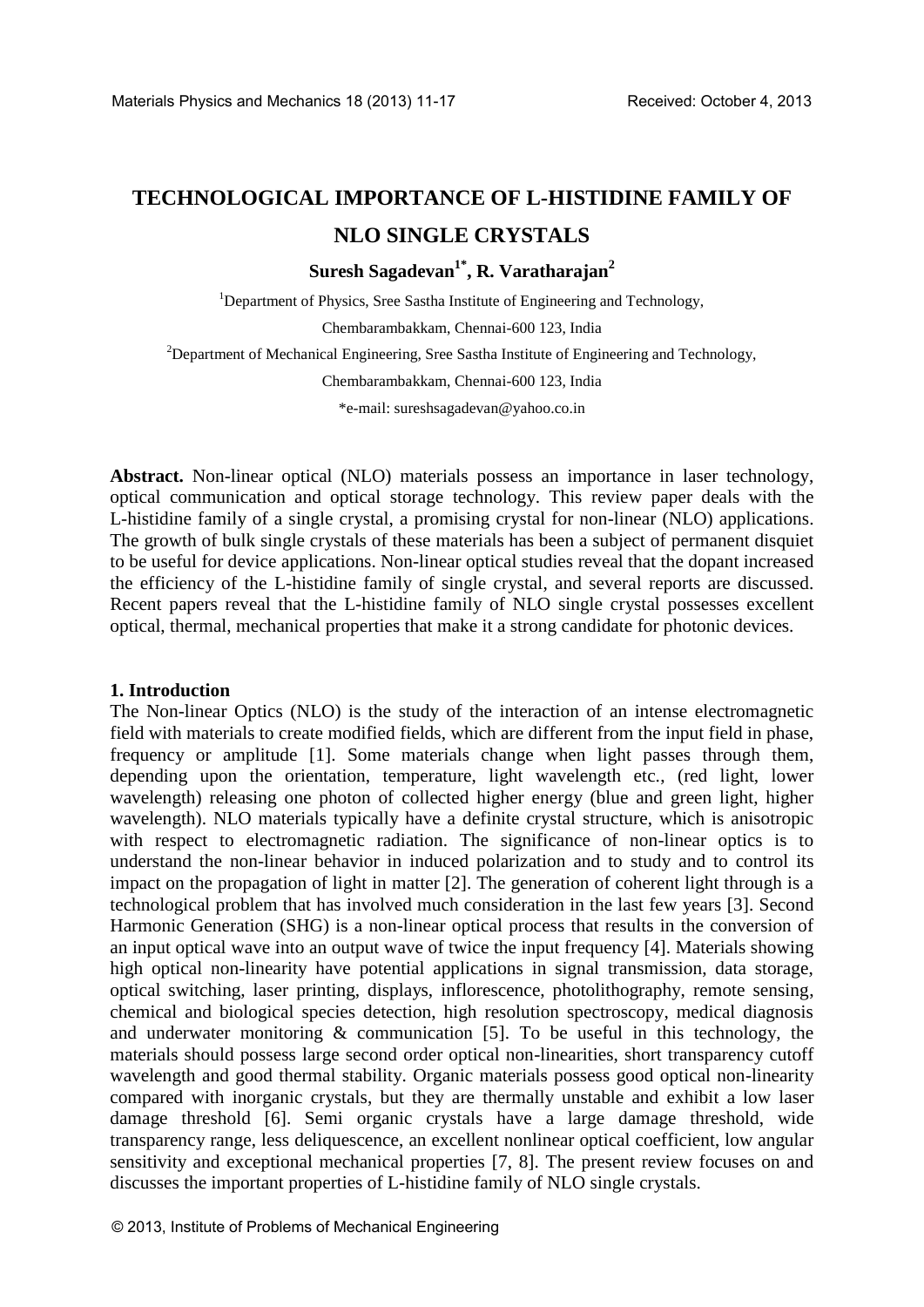# TECHNOLOGICAL IMPORTANCE OF L-HISTIDINE FAMILY OF NLO SINGLE CRYSTALS

**Suresh Sagadevan[1*], R. Varatharajan[2]**

[1]Department of Physics, Sree Sastha Institute of Engineering and Technology,

Chembarambakkam, Chennai-600 123, India

[2]Department of Mechanical Engineering, Sree Sastha Institute of Engineering and Technology,

Chembarambakkam, Chennai-600 123, India

*e-mail: sureshsagadevan@yahoo.co.in

**Abstract.** Non-linear optical (NLO) materials possess an importance in laser technology, optical communication and optical storage technology. This review paper deals with the L-histidine family of a single crystal, a promising crystal for non-linear (NLO) applications. The growth of bulk single crystals of these materials has been a subject of permanent disquiet to be useful for device applications. Non-linear optical studies reveal that the dopant increased the efficiency of the L-histidine family of single crystal, and several reports are discussed. Recent papers reveal that the L-histidine family of NLO single crystal possesses excellent optical, thermal, mechanical properties that make it a strong candidate for photonic devices.

## 1. Introduction

The Non-linear Optics (NLO) is the study of the interaction of an intense electromagnetic field with materials to create modified fields, which are different from the input field in phase, frequency or amplitude [1]. Some materials change when light passes through them, depending upon the orientation, temperature, light wavelength etc., (red light, lower wavelength) releasing one photon of collected higher energy (blue and green light, higher wavelength). NLO materials typically have a definite crystal structure, which is anisotropic with respect to electromagnetic radiation. The significance of non-linear optics is to understand the non-linear behavior in induced polarization and to study and to control its impact on the propagation of light in matter [2]. The generation of coherent light through is a technological problem that has involved much consideration in the last few years [3]. Second Harmonic Generation (SHG) is a non-linear optical process that results in the conversion of an input optical wave into an output wave of twice the input frequency [4]. Materials showing high optical non-linearity have potential applications in signal transmission, data storage, optical switching, laser printing, displays, inflorescence, photolithography, remote sensing, chemical and biological species detection, high resolution spectroscopy, medical diagnosis and underwater monitoring & communication [5]. To be useful in this technology, the materials should possess large second order optical non-linearities, short transparency cutoff wavelength and good thermal stability. Organic materials possess good optical non-linearity compared with inorganic crystals, but they are thermally unstable and exhibit a low laser damage threshold [6]. Semi organic crystals have a large damage threshold, wide transparency range, less deliquescence, an excellent nonlinear optical coefficient, low angular sensitivity and exceptional mechanical properties [7, 8]. The present review focuses on and discusses the important properties of L-histidine family of NLO single crystals.

© 2013, Institute of Problems of Mechanical Engineering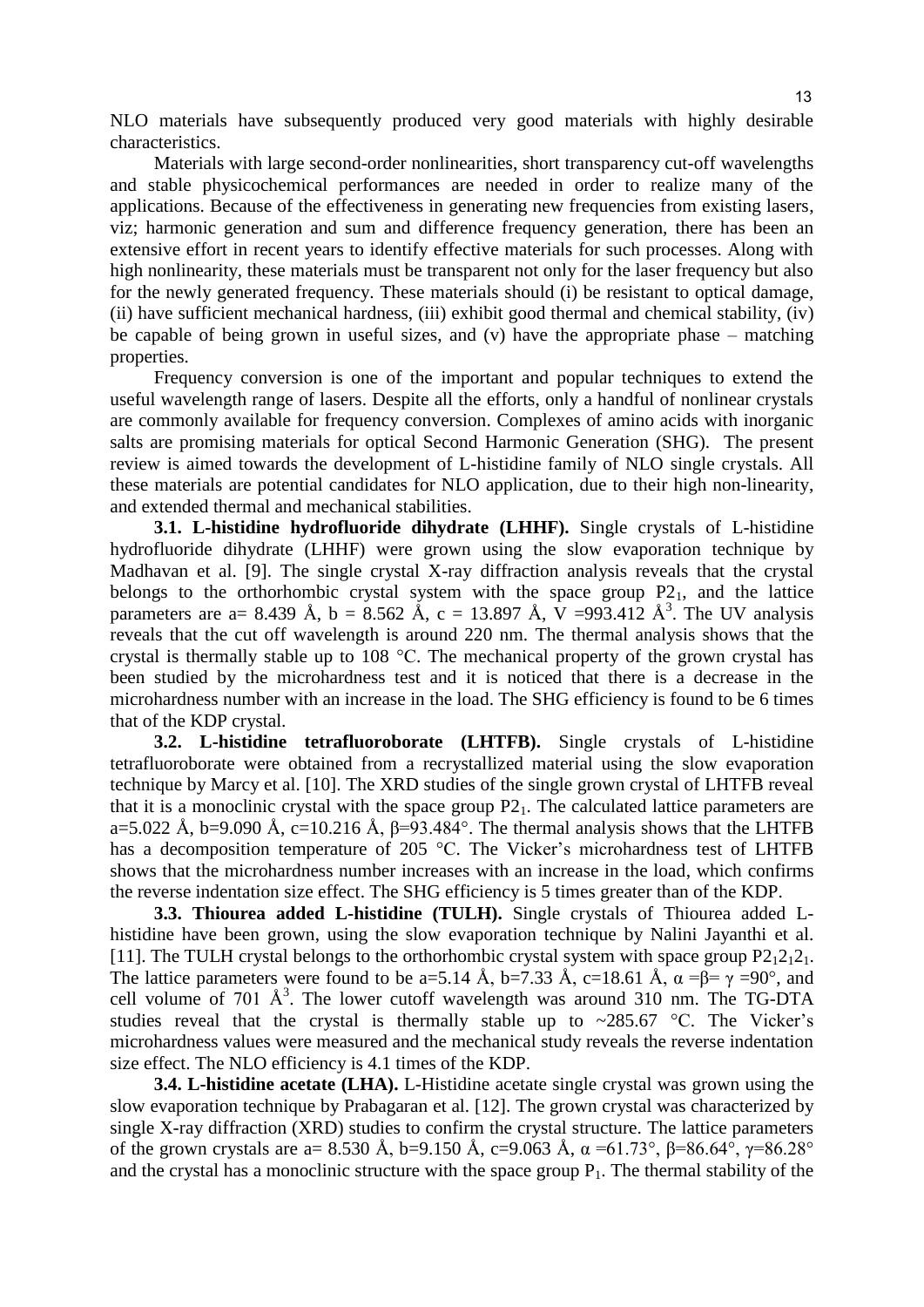NLO materials have subsequently produced very good materials with highly desirable characteristics.

Materials with large second-order nonlinearities, short transparency cut-off wavelengths and stable physicochemical performances are needed in order to realize many of the applications. Because of the effectiveness in generating new frequencies from existing lasers, viz; harmonic generation and sum and difference frequency generation, there has been an extensive effort in recent years to identify effective materials for such processes. Along with high nonlinearity, these materials must be transparent not only for the laser frequency but also for the newly generated frequency. These materials should (i) be resistant to optical damage, (ii) have sufficient mechanical hardness, (iii) exhibit good thermal and chemical stability, (iv) be capable of being grown in useful sizes, and (v) have the appropriate phase – matching properties.

Frequency conversion is one of the important and popular techniques to extend the useful wavelength range of lasers. Despite all the efforts, only a handful of nonlinear crystals are commonly available for frequency conversion. Complexes of amino acids with inorganic salts are promising materials for optical Second Harmonic Generation (SHG). The present review is aimed towards the development of L-histidine family of NLO single crystals. All these materials are potential candidates for NLO application, due to their high non-linearity, and extended thermal and mechanical stabilities.

**3.1. L-histidine hydrofluoride dihydrate (LHHF).** Single crystals of L-histidine hydrofluoride dihydrate (LHHF) were grown using the slow evaporation technique by Madhavan et al. [9]. The single crystal X-ray diffraction analysis reveals that the crystal belongs to the orthorhombic crystal system with the space group $P2_1$, and the lattice parameters are a= 8.439 Å, b = 8.562 Å, c = 13.897 Å, V =993.412 $Å^3$. The UV analysis reveals that the cut off wavelength is around 220 nm. The thermal analysis shows that the crystal is thermally stable up to 108 °C. The mechanical property of the grown crystal has been studied by the microhardness test and it is noticed that there is a decrease in the microhardness number with an increase in the load. The SHG efficiency is found to be 6 times that of the KDP crystal.

**3.2. L-histidine tetrafluoroborate (LHTFB).** Single crystals of L-histidine tetrafluoroborate were obtained from a recrystallized material using the slow evaporation technique by Marcy et al. [10]. The XRD studies of the single grown crystal of LHTFB reveal that it is a monoclinic crystal with the space group $P2_1$. The calculated lattice parameters are a=5.022 Å, b=9.090 Å, c=10.216 Å, β=93.484°. The thermal analysis shows that the LHTFB has a decomposition temperature of 205 °C. The Vicker's microhardness test of LHTFB shows that the microhardness number increases with an increase in the load, which confirms the reverse indentation size effect. The SHG efficiency is 5 times greater than of the KDP.

**3.3. Thiourea added L-histidine (TULH).** Single crystals of Thiourea added L-histidine have been grown, using the slow evaporation technique by Nalini Jayanthi et al. [11]. The TULH crystal belongs to the orthorhombic crystal system with space group $P2_12_12_1$. The lattice parameters were found to be a=5.14 Å, b=7.33 Å, c=18.61 Å, α =β= γ =90°, and cell volume of 701 $Å^3$. The lower cutoff wavelength was around 310 nm. The TG-DTA studies reveal that the crystal is thermally stable up to ~285.67 °C. The Vicker's microhardness values were measured and the mechanical study reveals the reverse indentation size effect. The NLO efficiency is 4.1 times of the KDP.

**3.4. L-histidine acetate (LHA).** L-Histidine acetate single crystal was grown using the slow evaporation technique by Prabagaran et al. [12]. The grown crystal was characterized by single X-ray diffraction (XRD) studies to confirm the crystal structure. The lattice parameters of the grown crystals are a= 8.530 Å, b=9.150 Å, c=9.063 Å, α =61.73°, β=86.64°, γ=86.28° and the crystal has a monoclinic structure with the space group $P_1$. The thermal stability of the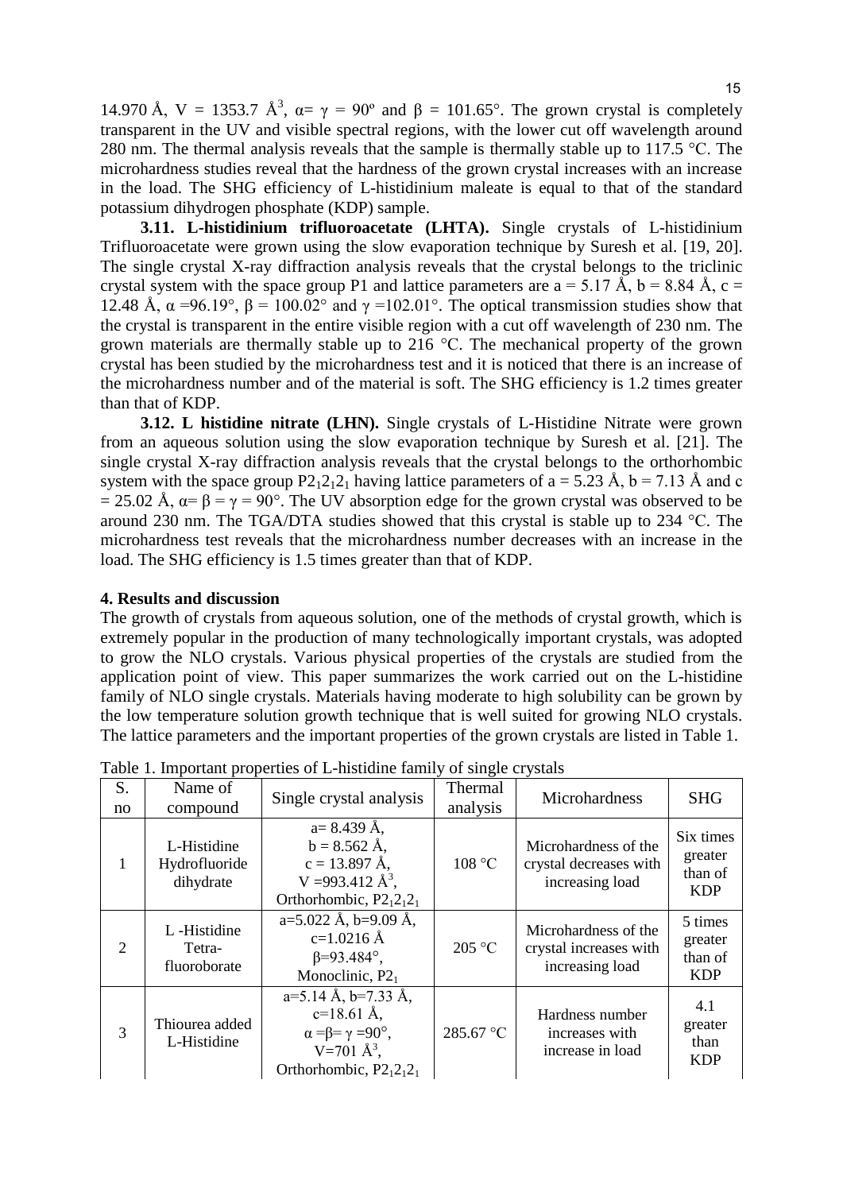14.970 Å, V = 1353.7 Å$^3$, α= γ = 90º and β = 101.65°. The grown crystal is completely transparent in the UV and visible spectral regions, with the lower cut off wavelength around 280 nm. The thermal analysis reveals that the sample is thermally stable up to 117.5 °C. The microhardness studies reveal that the hardness of the grown crystal increases with an increase in the load. The SHG efficiency of L-histidinium maleate is equal to that of the standard potassium dihydrogen phosphate (KDP) sample.

**3.11. L-histidinium trifluoroacetate (LHTA).** Single crystals of L-histidinium Trifluoroacetate were grown using the slow evaporation technique by Suresh et al. [19, 20]. The single crystal X-ray diffraction analysis reveals that the crystal belongs to the triclinic crystal system with the space group P1 and lattice parameters are a = 5.17 Å, b = 8.84 Å, c = 12.48 Å, α =96.19°, β = 100.02° and γ =102.01°. The optical transmission studies show that the crystal is transparent in the entire visible region with a cut off wavelength of 230 nm. The grown materials are thermally stable up to 216 °C. The mechanical property of the grown crystal has been studied by the microhardness test and it is noticed that there is an increase of the microhardness number and of the material is soft. The SHG efficiency is 1.2 times greater than that of KDP.

**3.12. L histidine nitrate (LHN).** Single crystals of L-Histidine Nitrate were grown from an aqueous solution using the slow evaporation technique by Suresh et al. [21]. The single crystal X-ray diffraction analysis reveals that the crystal belongs to the orthorhombic system with the space group $P2_12_12_1$ having lattice parameters of a = 5.23 Å, b = 7.13 Å and c = 25.02 Å, α= β = γ = 90°. The UV absorption edge for the grown crystal was observed to be around 230 nm. The TGA/DTA studies showed that this crystal is stable up to 234 °C. The microhardness test reveals that the microhardness number decreases with an increase in the load. The SHG efficiency is 1.5 times greater than that of KDP.

**4. Results and discussion**

The growth of crystals from aqueous solution, one of the methods of crystal growth, which is extremely popular in the production of many technologically important crystals, was adopted to grow the NLO crystals. Various physical properties of the crystals are studied from the application point of view. This paper summarizes the work carried out on the L-histidine family of NLO single crystals. Materials having moderate to high solubility can be grown by the low temperature solution growth technique that is well suited for growing NLO crystals. The lattice parameters and the important properties of the grown crystals are listed in Table 1.

Table 1. Important properties of L-histidine family of single crystals

| S. no | Name of compound | Single crystal analysis | Thermal analysis | Microhardness | SHG |
|---|---|---|---|---|---|
| 1 | L-Histidine Hydrofluoride dihydrate | a= 8.439 Å, b = 8.562 Å, c = 13.897 Å, V =993.412 Å$^3$, Orthorhombic, $P2_12_12_1$ | 108 °C | Microhardness of the crystal decreases with increasing load | Six times greater than of KDP |
| 2 | L -Histidine Tetra-fluoroborate | a=5.022 Å, b=9.09 Å, c=1.0216 Å β=93.484°, Monoclinic, $P2_1$ | 205 °C | Microhardness of the crystal increases with increasing load | 5 times greater than of KDP |
| 3 | Thiourea added L-Histidine | a=5.14 Å, b=7.33 Å, c=18.61 Å, α =β= γ =90°, V=701 Å$^3$, Orthorhombic, $P2_12_12_1$ | 285.67 °C | Hardness number increases with increase in load | 4.1 greater than KDP |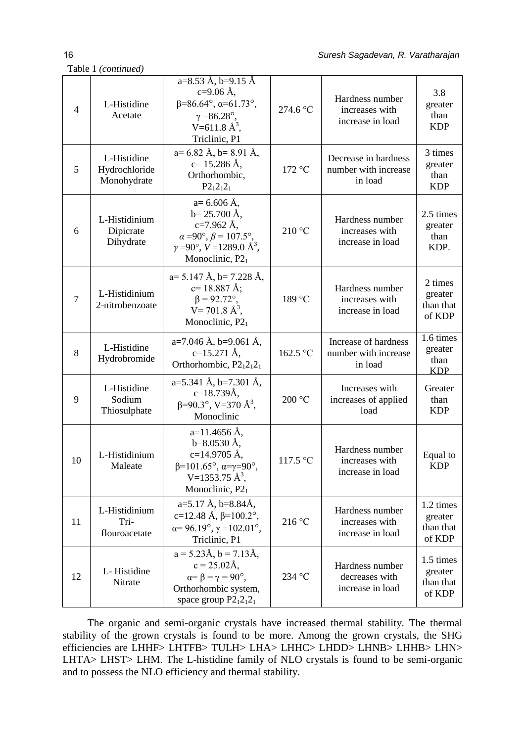Table 1 *(continued)*

| | | | | | |
|---|---|---|---|---|---|
| 4 | L-Histidine Acetate | a=8.53 Å, b=9.15 Å c=9.06 Å, β=86.64°, α=61.73°, γ =86.28°, V=611.8 $Å^3$, Triclinic, P1 | 274.6 °C | Hardness number increases with increase in load | 3.8 greater than KDP |
| 5 | L-Histidine Hydrochloride Monohydrate | a= 6.82 Å, b= 8.91 Å, c= 15.286 Å, Orthorhombic, $P2_12_12_1$ | 172 °C | Decrease in hardness number with increase in load | 3 times greater than KDP |
| 6 | L-Histidinium Dipicrate Dihydrate | a= 6.606 Å, b= 25.700 Å, c=7.962 Å, $\alpha$ =90°, $\beta$ = 107.5°, $\gamma$ =90°, $V$ =1289.0 $Å^3$, Monoclinic, $P2_1$ | 210 °C | Hardness number increases with increase in load | 2.5 times greater than KDP. |
| 7 | L-Histidinium 2-nitrobenzoate | a= 5.147 Å, b= 7.228 Å, c= 18.887 Å; β = 92.72°, V= 701.8 $Å^3$, Monoclinic, $P2_1$ | 189 °C | Hardness number increases with increase in load | 2 times greater than that of KDP |
| 8 | L-Histidine Hydrobromide | a=7.046 Å, b=9.061 Å, c=15.271 Å, Orthorhombic, $P2_12_12_1$ | 162.5 °C | Increase of hardness number with increase in load | 1.6 times greater than KDP |
| 9 | L-Histidine Sodium Thiosulphate | a=5.341 Å, b=7.301 Å, c=18.739Å, β=90.3°, V=370 $Å^3$, Monoclinic | 200 °C | Increases with increases of applied load | Greater than KDP |
| 10 | L-Histidinium Maleate | a=11.4656 Å, b=8.0530 Å, c=14.9705 Å, β=101.65°, α=γ=90°, V=1353.75 $Å^3$, Monoclinic, $P2_1$ | 117.5 °C | Hardness number increases with increase in load | Equal to KDP |
| 11 | L-Histidinium Tri-flouroacetate | a=5.17 Å, b=8.84Å, c=12.48 Å, β=100.2°, α= 96.19°, γ =102.01°, Triclinic, P1 | 216 °C | Hardness number increases with increase in load | 1.2 times greater than that of KDP |
| 12 | L- Histidine Nitrate | a = 5.23Å, b = 7.13Å, c = 25.02Å, α= β = γ = 90°, Orthorhombic system, space group $P2_12_12_1$ | 234 °C | Hardness number decreases with increase in load | 1.5 times greater than that of KDP |

The organic and semi-organic crystals have increased thermal stability. The thermal stability of the grown crystals is found to be more. Among the grown crystals, the SHG efficiencies are LHHF> LHTFB> TULH> LHA> LHHC> LHDD> LHNB> LHHB> LHN> LHTA> LHST> LHM. The L-histidine family of NLO crystals is found to be semi-organic and to possess the NLO efficiency and thermal stability.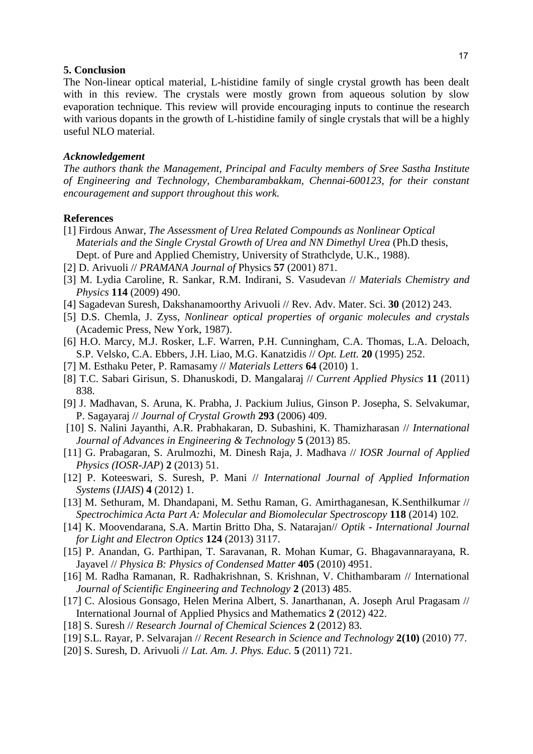## 5. Conclusion

The Non-linear optical material, L-histidine family of single crystal growth has been dealt with in this review. The crystals were mostly grown from aqueous solution by slow evaporation technique. This review will provide encouraging inputs to continue the research with various dopants in the growth of L-histidine family of single crystals that will be a highly useful NLO material.

### *Acknowledgement*

*The authors thank the Management, Principal and Faculty members of Sree Sastha Institute of Engineering and Technology, Chembarambakkam, Chennai-600123, for their constant encouragement and support throughout this work.*

## References

[1] Firdous Anwar, *The Assessment of Urea Related Compounds as Nonlinear Optical Materials and the Single Crystal Growth of Urea and NN Dimethyl Urea* (Ph.D thesis, Dept. of Pure and Applied Chemistry, University of Strathclyde, U.K., 1988).

[2] D. Arivuoli // *PRAMANA Journal of* Physics **57** (2001) 871.

[3] M. Lydia Caroline, R. Sankar, R.M. Indirani, S. Vasudevan // *Materials Chemistry and Physics* **114** (2009) 490.

[4] Sagadevan Suresh, Dakshanamoorthy Arivuoli // Rev. Adv. Mater. Sci. **30** (2012) 243.

[5] D.S. Chemla, J. Zyss, *Nonlinear optical properties of organic molecules and crystals* (Academic Press, New York, 1987).

[6] H.O. Marcy, M.J. Rosker, L.F. Warren, P.H. Cunningham, C.A. Thomas, L.A. Deloach, S.P. Velsko, C.A. Ebbers, J.H. Liao, M.G. Kanatzidis // *Opt. Lett.* **20** (1995) 252.

[7] M. Esthaku Peter, P. Ramasamy // *Materials Letters* **64** (2010) 1.

[8] T.C. Sabari Girisun, S. Dhanuskodi, D. Mangalaraj // *Current Applied Physics* **11** (2011) 838.

[9] J. Madhavan, S. Aruna, K. Prabha, J. Packium Julius, Ginson P. Josepha, S. Selvakumar, P. Sagayaraj // *Journal of Crystal Growth* **293** (2006) 409.

[10] S. Nalini Jayanthi, A.R. Prabhakaran, D. Subashini, K. Thamizharasan // *International Journal of Advances in Engineering & Technology* **5** (2013) 85.

[11] G. Prabagaran, S. Arulmozhi, M. Dinesh Raja, J. Madhava // *IOSR Journal of Applied Physics (IOSR-JAP*) **2** (2013) 51.

[12] P. Koteeswari, S. Suresh, P. Mani // *International Journal of Applied Information Systems* (*IJAIS*) **4** (2012) 1.

[13] M. Sethuram, M. Dhandapani, M. Sethu Raman, G. Amirthaganesan, K.Senthilkumar // *Spectrochimica Acta Part A: Molecular and Biomolecular Spectroscopy* **118** (2014) 102.

[14] K. Moovendarana, S.A. Martin Britto Dha, S. Natarajan// *Optik - International Journal for Light and Electron Optics* **124** (2013) 3117.

[15] P. Anandan, G. Parthipan, T. Saravanan, R. Mohan Kumar, G. Bhagavannarayana, R. Jayavel // *Physica B: Physics of Condensed Matter* **405** (2010) 4951.

[16] M. Radha Ramanan, R. Radhakrishnan, S. Krishnan, V. Chithambaram // International *Journal of Scientific Engineering and Technology* **2** (2013) 485.

[17] C. Alosious Gonsago, Helen Merina Albert, S. Janarthanan, A. Joseph Arul Pragasam // International Journal of Applied Physics and Mathematics **2** (2012) 422.

[18] S. Suresh // *Research Journal of Chemical Sciences* **2** (2012) 83.

[19] S.L. Rayar, P. Selvarajan // *Recent Research in Science and Technology* **2(10)** (2010) 77.

[20] S. Suresh, D. Arivuoli // *Lat. Am. J. Phys. Educ.* **5** (2011) 721.